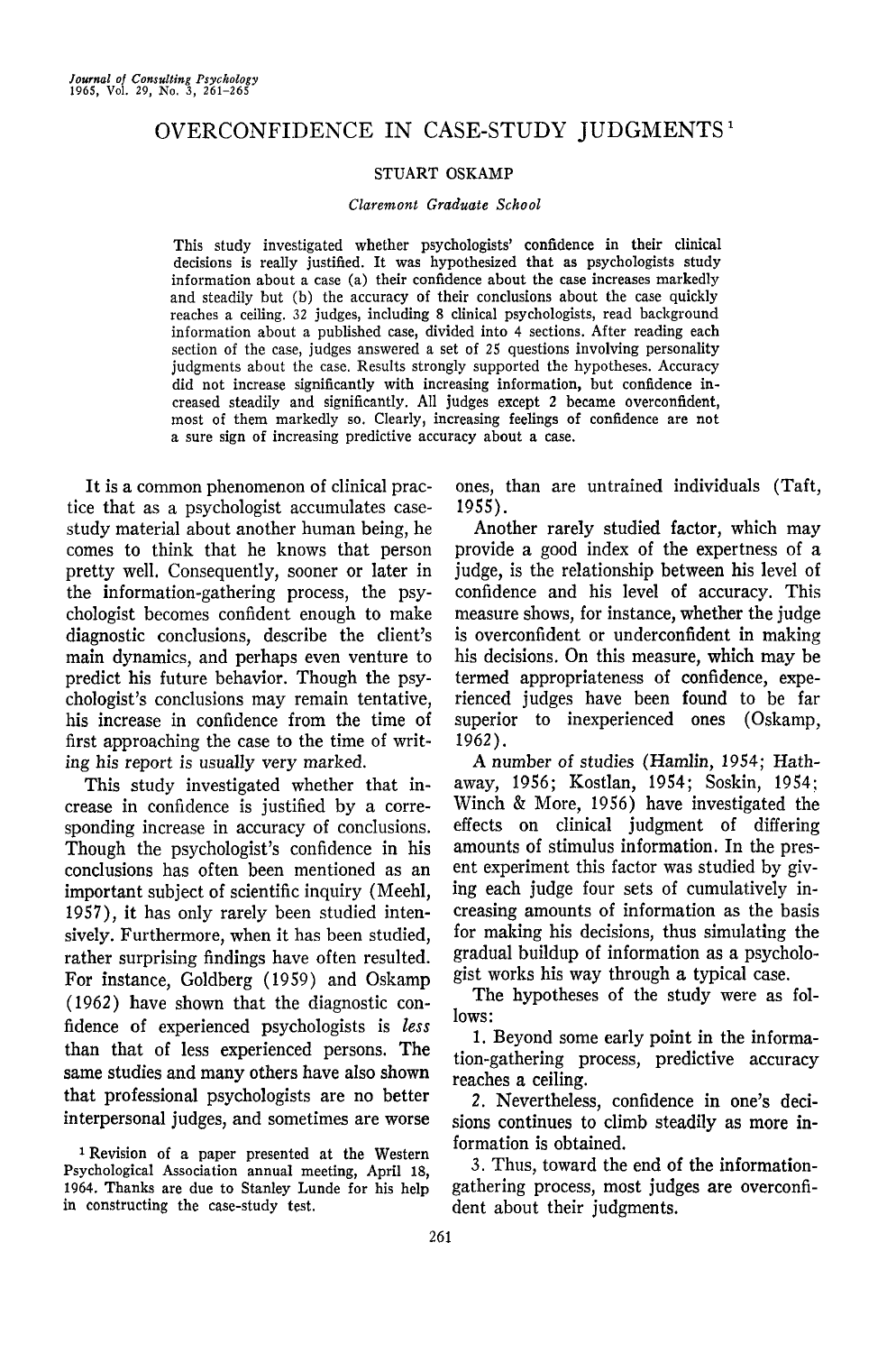# OVERCONFIDENCE IN CASE-STUDY JUDGMENTS[1]

STUART OSKAMP

*Claremont Graduate School*

This study investigated whether psychologists' confidence in their clinical decisions is really justified. It was hypothesized that as psychologists study information about a case (a) their confidence about the case increases markedly and steadily but (b) the accuracy of their conclusions about the case quickly reaches a ceiling. 32 judges, including 8 clinical psychologists, read background information about a published case, divided into 4 sections. After reading each section of the case, judges answered a set of 25 questions involving personality judgments about the case. Results strongly supported the hypotheses. Accuracy did not increase significantly with increasing information, but confidence increased steadily and significantly. All judges except 2 became overconfident, most of them markedly so. Clearly, increasing feelings of confidence are not a sure sign of increasing predictive accuracy about a case.

It is a common phenomenon of clinical practice that as a psychologist accumulates case-study material about another human being, he comes to think that he knows that person pretty well. Consequently, sooner or later in the information-gathering process, the psychologist becomes confident enough to make diagnostic conclusions, describe the client's main dynamics, and perhaps even venture to predict his future behavior. Though the psychologist's conclusions may remain tentative, his increase in confidence from the time of first approaching the case to the time of writing his report is usually very marked.

This study investigated whether that increase in confidence is justified by a corresponding increase in accuracy of conclusions. Though the psychologist's confidence in his conclusions has often been mentioned as an important subject of scientific inquiry (Meehl, 1957), it has only rarely been studied intensively. Furthermore, when it has been studied, rather surprising findings have often resulted. For instance, Goldberg (1959) and Oskamp (1962) have shown that the diagnostic confidence of experienced psychologists is *less* than that of less experienced persons. The same studies and many others have also shown that professional psychologists are no better interpersonal judges, and sometimes are worse ones, than are untrained individuals (Taft, 1955).

Another rarely studied factor, which may provide a good index of the expertness of a judge, is the relationship between his level of confidence and his level of accuracy. This measure shows, for instance, whether the judge is overconfident or underconfident in making his decisions. On this measure, which may be termed appropriateness of confidence, experienced judges have been found to be far superior to inexperienced ones (Oskamp, 1962).

A number of studies (Hamlin, 1954; Hathaway, 1956; Kostlan, 1954; Soskin, 1954; Winch & More, 1956) have investigated the effects on clinical judgment of differing amounts of stimulus information. In the present experiment this factor was studied by giving each judge four sets of cumulatively increasing amounts of information as the basis for making his decisions, thus simulating the gradual buildup of information as a psychologist works his way through a typical case.

The hypotheses of the study were as follows:

1. Beyond some early point in the information-gathering process, predictive accuracy reaches a ceiling.

2. Nevertheless, confidence in one's decisions continues to climb steadily as more information is obtained.

3. Thus, toward the end of the information-gathering process, most judges are overconfident about their judgments.

[1] Revision of a paper presented at the Western Psychological Association annual meeting, April 18, 1964. Thanks are due to Stanley Lunde for his help in constructing the case-study test.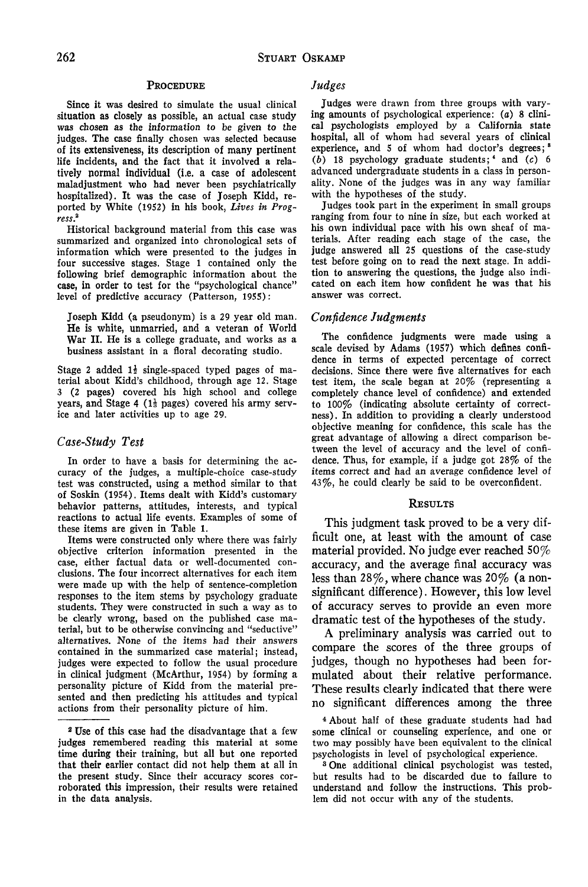## Procedure

Since it was desired to simulate the usual clinical situation as closely as possible, an actual case study was chosen as the information to be given to the judges. The case finally chosen was selected because of its extensiveness, its description of many pertinent life incidents, and the fact that it involved a relatively normal individual (i.e. a case of adolescent maladjustment who had never been psychiatrically hospitalized). It was the case of Joseph Kidd, reported by White (1952) in his book, *Lives in Progress*.[2]

Historical background material from this case was summarized and organized into chronological sets of information which were presented to the judges in four successive stages. Stage 1 contained only the following brief demographic information about the case, in order to test for the "psychological chance" level of predictive accuracy (Patterson, 1955):

> Joseph Kidd (a pseudonym) is a 29 year old man. He is white, unmarried, and a veteran of World War II. He is a college graduate, and works as a business assistant in a floral decorating studio.

Stage 2 added 1½ single-spaced typed pages of material about Kidd's childhood, through age 12. Stage 3 (2 pages) covered his high school and college years, and Stage 4 (1½ pages) covered his army service and later activities up to age 29.

### Case-Study Test

In order to have a basis for determining the accuracy of the judges, a multiple-choice case-study test was constructed, using a method similar to that of Soskin (1954). Items dealt with Kidd's customary behavior patterns, attitudes, interests, and typical reactions to actual life events. Examples of some of these items are given in Table 1.

Items were constructed only where there was fairly objective criterion information presented in the case, either factual data or well-documented conclusions. The four incorrect alternatives for each item were made up with the help of sentence-completion responses to the item stems by psychology graduate students. They were constructed in such a way as to be clearly wrong, based on the published case material, but to be otherwise convincing and "seductive" alternatives. None of the items had their answers contained in the summarized case material; instead, judges were expected to follow the usual procedure in clinical judgment (McArthur, 1954) by forming a personality picture of Kidd from the material presented and then predicting his attitudes and typical actions from their personality picture of him.

### Judges

Judges were drawn from three groups with varying amounts of psychological experience: (*a*) 8 clinical psychologists employed by a California state hospital, all of whom had several years of clinical experience, and 5 of whom had doctor's degrees;[3] (*b*) 18 psychology graduate students;[4] and (*c*) 6 advanced undergraduate students in a class in personality. None of the judges was in any way familiar with the hypotheses of the study.

Judges took part in the experiment in small groups ranging from four to nine in size, but each worked at his own individual pace with his own sheaf of materials. After reading each stage of the case, the judge answered all 25 questions of the case-study test before going on to read the next stage. In addition to answering the questions, the judge also indicated on each item how confident he was that his answer was correct.

### Confidence Judgments

The confidence judgments were made using a scale devised by Adams (1957) which defines confidence in terms of expected percentage of correct decisions. Since there were five alternatives for each test item, the scale began at 20% (representing a completely chance level of confidence) and extended to 100% (indicating absolute certainty of correctness). In addition to providing a clearly understood objective meaning for confidence, this scale has the great advantage of allowing a direct comparison between the level of accuracy and the level of confidence. Thus, for example, if a judge got 28% of the items correct and had an average confidence level of 43%, he could clearly be said to be overconfident.

## Results

This judgment task proved to be a very difficult one, at least with the amount of case material provided. No judge ever reached 50% accuracy, and the average final accuracy was less than 28%, where chance was 20% (a nonsignificant difference). However, this low level of accuracy serves to provide an even more dramatic test of the hypotheses of the study.

A preliminary analysis was carried out to compare the scores of the three groups of judges, though no hypotheses had been formulated about their relative performance. These results clearly indicated that there were no significant differences among the three

---

[2] Use of this case had the disadvantage that a few judges remembered reading this material at some time during their training, but all but one reported that their earlier contact did not help them at all in the present study. Since their accuracy scores corroborated this impression, their results were retained in the data analysis.

[3] One additional clinical psychologist was tested, but results had to be discarded due to failure to understand and follow the instructions. This problem did not occur with any of the students.

[4] About half of these graduate students had had some clinical or counseling experience, and one or two may possibly have been equivalent to the clinical psychologists in level of psychological experience.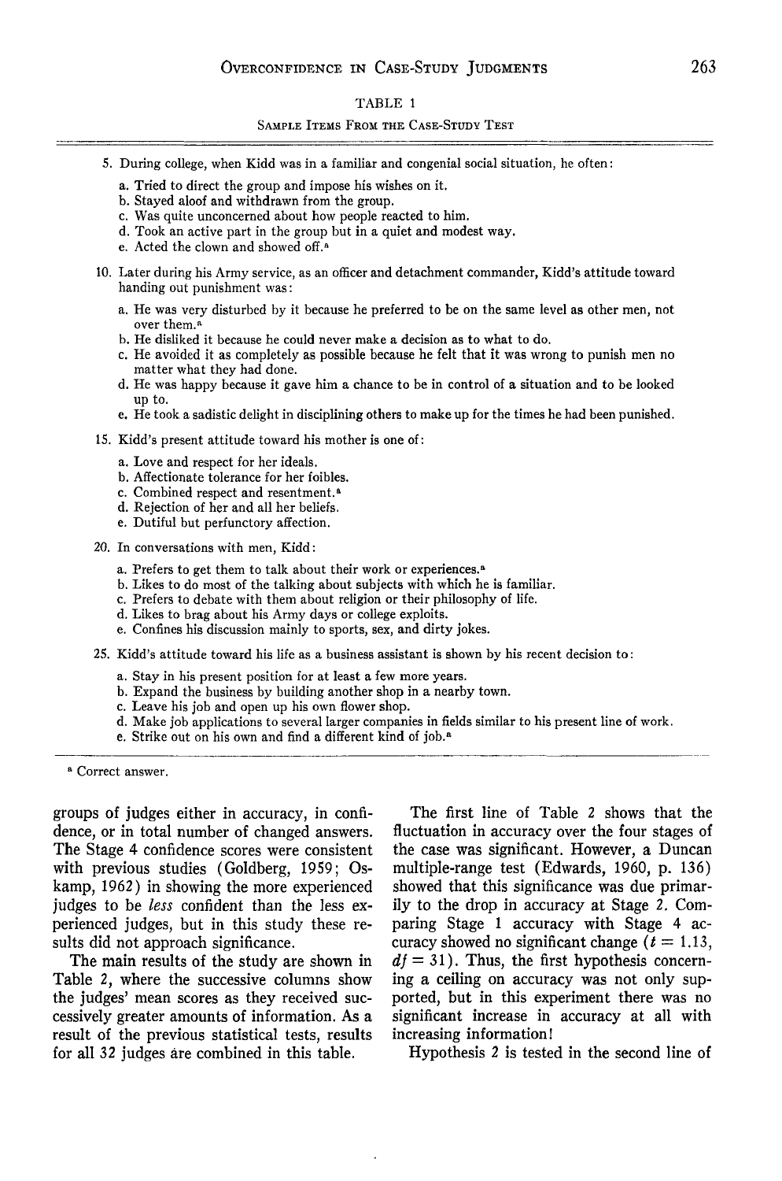TABLE 1

SAMPLE ITEMS FROM THE CASE-STUDY TEST

5. During college, when Kidd was in a familiar and congenial social situation, he often:
   - a. Tried to direct the group and impose his wishes on it.
   - b. Stayed aloof and withdrawn from the group.
   - c. Was quite unconcerned about how people reacted to him.
   - d. Took an active part in the group but in a quiet and modest way.
   - e. Acted the clown and showed off.[a]

10. Later during his Army service, as an officer and detachment commander, Kidd's attitude toward handing out punishment was:
    - a. He was very disturbed by it because he preferred to be on the same level as other men, not over them.[a]
    - b. He disliked it because he could never make a decision as to what to do.
    - c. He avoided it as completely as possible because he felt that it was wrong to punish men no matter what they had done.
    - d. He was happy because it gave him a chance to be in control of a situation and to be looked up to.
    - e. He took a sadistic delight in disciplining others to make up for the times he had been punished.

15. Kidd's present attitude toward his mother is one of:
    - a. Love and respect for her ideals.
    - b. Affectionate tolerance for her foibles.
    - c. Combined respect and resentment.[a]
    - d. Rejection of her and all her beliefs.
    - e. Dutiful but perfunctory affection.

20. In conversations with men, Kidd:
    - a. Prefers to get them to talk about their work or experiences.[a]
    - b. Likes to do most of the talking about subjects with which he is familiar.
    - c. Prefers to debate with them about religion or their philosophy of life.
    - d. Likes to brag about his Army days or college exploits.
    - e. Confines his discussion mainly to sports, sex, and dirty jokes.

25. Kidd's attitude toward his life as a business assistant is shown by his recent decision to:
    - a. Stay in his present position for at least a few more years.
    - b. Expand the business by building another shop in a nearby town.
    - c. Leave his job and open up his own flower shop.
    - d. Make job applications to several larger companies in fields similar to his present line of work.
    - e. Strike out on his own and find a different kind of job.[a]

[a] Correct answer.

groups of judges either in accuracy, in confidence, or in total number of changed answers. The Stage 4 confidence scores were consistent with previous studies (Goldberg, 1959; Oskamp, 1962) in showing the more experienced judges to be *less* confident than the less experienced judges, but in this study these results did not approach significance.

The main results of the study are shown in Table 2, where the successive columns show the judges' mean scores as they received successively greater amounts of information. As a result of the previous statistical tests, results for all 32 judges are combined in this table.

The first line of Table 2 shows that the fluctuation in accuracy over the four stages of the case was significant. However, a Duncan multiple-range test (Edwards, 1960, p. 136) showed that this significance was due primarily to the drop in accuracy at Stage 2. Comparing Stage 1 accuracy with Stage 4 accuracy showed no significant change ($t = 1.13$, $df = 31$). Thus, the first hypothesis concerning a ceiling on accuracy was not only supported, but in this experiment there was no significant increase in accuracy at all with increasing information!

Hypothesis 2 is tested in the second line of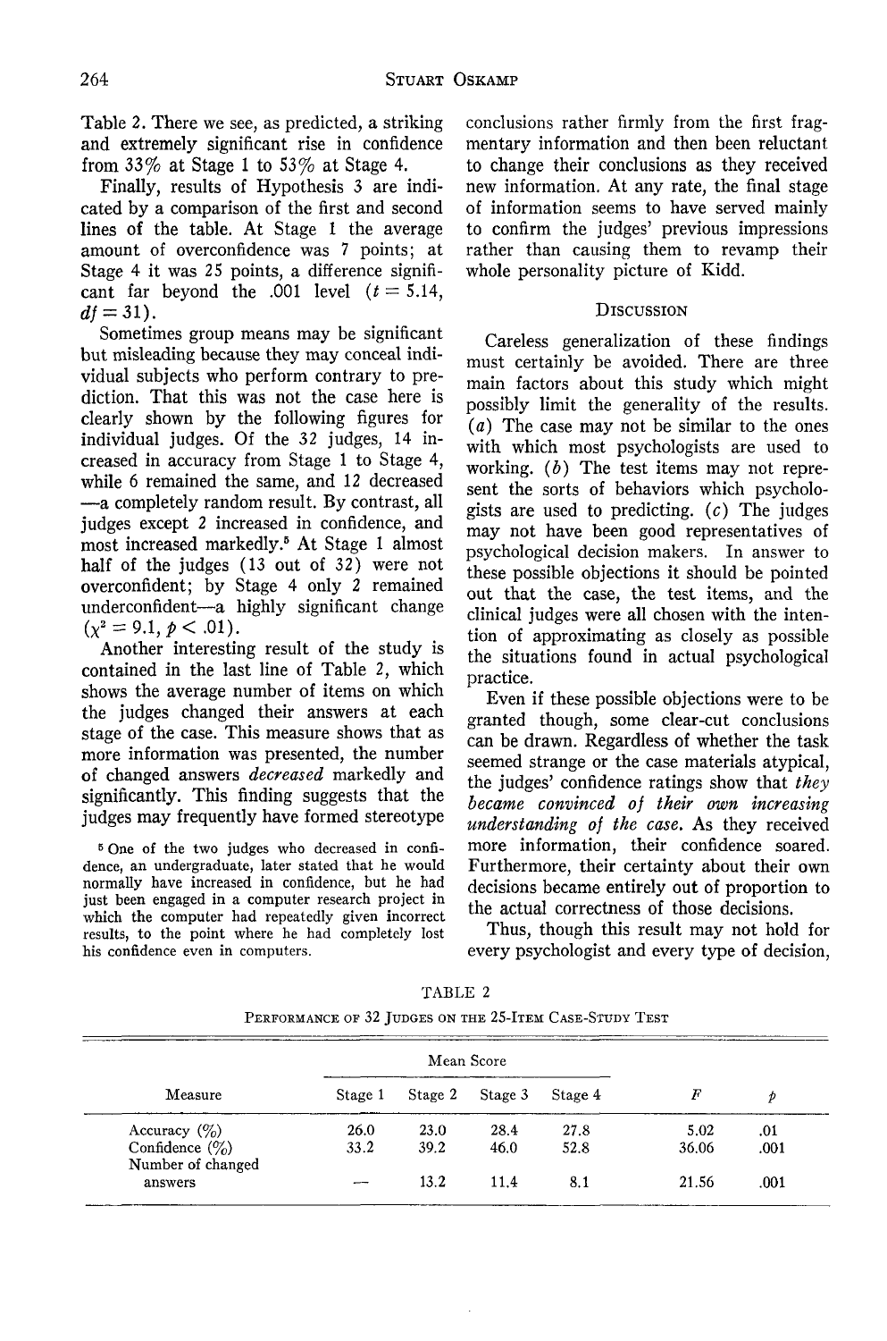Table 2. There we see, as predicted, a striking and extremely significant rise in confidence from 33% at Stage 1 to 53% at Stage 4.

Finally, results of Hypothesis 3 are indicated by a comparison of the first and second lines of the table. At Stage 1 the average amount of overconfidence was 7 points; at Stage 4 it was 25 points, a difference significant far beyond the .001 level ($t = 5.14$, $df = 31$).

Sometimes group means may be significant but misleading because they may conceal individual subjects who perform contrary to prediction. That this was not the case here is clearly shown by the following figures for individual judges. Of the 32 judges, 14 increased in accuracy from Stage 1 to Stage 4, while 6 remained the same, and 12 decreased—a completely random result. By contrast, all judges except 2 increased in confidence, and most increased markedly.[5] At Stage 1 almost half of the judges (13 out of 32) were not overconfident; by Stage 4 only 2 remained underconfident—a highly significant change ($\chi^2 = 9.1$, $p < .01$).

Another interesting result of the study is contained in the last line of Table 2, which shows the average number of items on which the judges changed their answers at each stage of the case. This measure shows that as more information was presented, the number of changed answers *decreased* markedly and significantly. This finding suggests that the judges may frequently have formed stereotype conclusions rather firmly from the first fragmentary information and then been reluctant to change their conclusions as they received new information. At any rate, the final stage of information seems to have served mainly to confirm the judges' previous impressions rather than causing them to revamp their whole personality picture of Kidd.

[5] One of the two judges who decreased in confidence, an undergraduate, later stated that he would normally have increased in confidence, but he had just been engaged in a computer research project in which the computer had repeatedly given incorrect results, to the point where he had completely lost his confidence even in computers.

## Discussion

Careless generalization of these findings must certainly be avoided. There are three main factors about this study which might possibly limit the generality of the results. (*a*) The case may not be similar to the ones with which most psychologists are used to working. (*b*) The test items may not represent the sorts of behaviors which psychologists are used to predicting. (*c*) The judges may not have been good representatives of psychological decision makers. In answer to these possible objections it should be pointed out that the case, the test items, and the clinical judges were all chosen with the intention of approximating as closely as possible the situations found in actual psychological practice.

Even if these possible objections were to be granted though, some clear-cut conclusions can be drawn. Regardless of whether the task seemed strange or the case materials atypical, the judges' confidence ratings show that *they became convinced of their own increasing understanding of the case.* As they received more information, their confidence soared. Furthermore, their certainty about their own decisions became entirely out of proportion to the actual correctness of those decisions.

Thus, though this result may not hold for every psychologist and every type of decision,

TABLE 2

Performance of 32 Judges on the 25-Item Case-Study Test

| Measure | Mean Score | | | | $F$ | $p$ |
|---|---|---|---|---|---|---|
| | Stage 1 | Stage 2 | Stage 3 | Stage 4 | | |
| Accuracy (%) | 26.0 | 23.0 | 28.4 | 27.8 | 5.02 | .01 |
| Confidence (%) | 33.2 | 39.2 | 46.0 | 52.8 | 36.06 | .001 |
| Number of changed answers | — | 13.2 | 11.4 | 8.1 | 21.56 | .001 |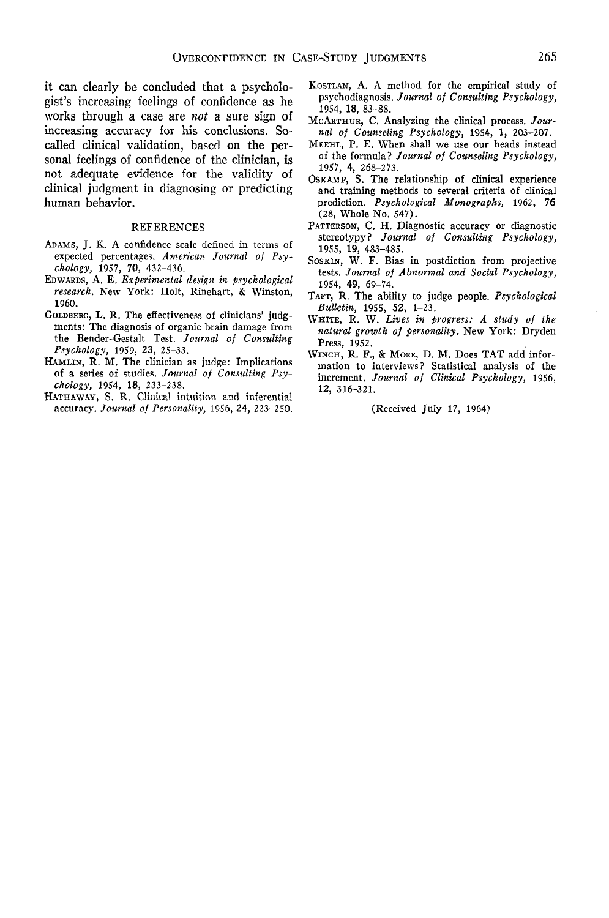it can clearly be concluded that a psychologist's increasing feelings of confidence as he works through a case are *not* a sure sign of increasing accuracy for his conclusions. So-called clinical validation, based on the personal feelings of confidence of the clinician, is not adequate evidence for the validity of clinical judgment in diagnosing or predicting human behavior.

## REFERENCES

Adams, J. K. A confidence scale defined in terms of expected percentages. *American Journal of Psychology,* 1957, **70**, 432–436.

Edwards, A. E. *Experimental design in psychological research.* New York: Holt, Rinehart, & Winston, 1960.

Goldberg, L. R. The effectiveness of clinicians' judgments: The diagnosis of organic brain damage from the Bender-Gestalt Test. *Journal of Consulting Psychology,* 1959, **23**, 25–33.

Hamlin, R. M. The clinician as judge: Implications of a series of studies. *Journal of Consulting Psychology,* 1954, **18**, 233–238.

Hathaway, S. R. Clinical intuition and inferential accuracy. *Journal of Personality,* 1956, **24**, 223–250.

Kostlan, A. A method for the empirical study of psychodiagnosis. *Journal of Consulting Psychology,* 1954, **18**, 83–88.

McArthur, C. Analyzing the clinical process. *Journal of Counseling Psychology,* 1954, **1**, 203–207.

Meehl, P. E. When shall we use our heads instead of the formula? *Journal of Counseling Psychology,* 1957, **4**, 268–273.

Oskamp, S. The relationship of clinical experience and training methods to several criteria of clinical prediction. *Psychological Monographs,* 1962, **76** (28, Whole No. 547).

Patterson, C. H. Diagnostic accuracy or diagnostic stereotypy? *Journal of Consulting Psychology,* 1955, **19**, 483–485.

Soskin, W. F. Bias in postdiction from projective tests. *Journal of Abnormal and Social Psychology,* 1954, **49**, 69–74.

Taft, R. The ability to judge people. *Psychological Bulletin,* 1955, **52**, 1–23.

White, R. W. *Lives in progress: A study of the natural growth of personality.* New York: Dryden Press, 1952.

Winch, R. F., & More, D. M. Does TAT add information to interviews? Statistical analysis of the increment. *Journal of Clinical Psychology,* 1956, **12**, 316–321.

(Received July 17, 1964)